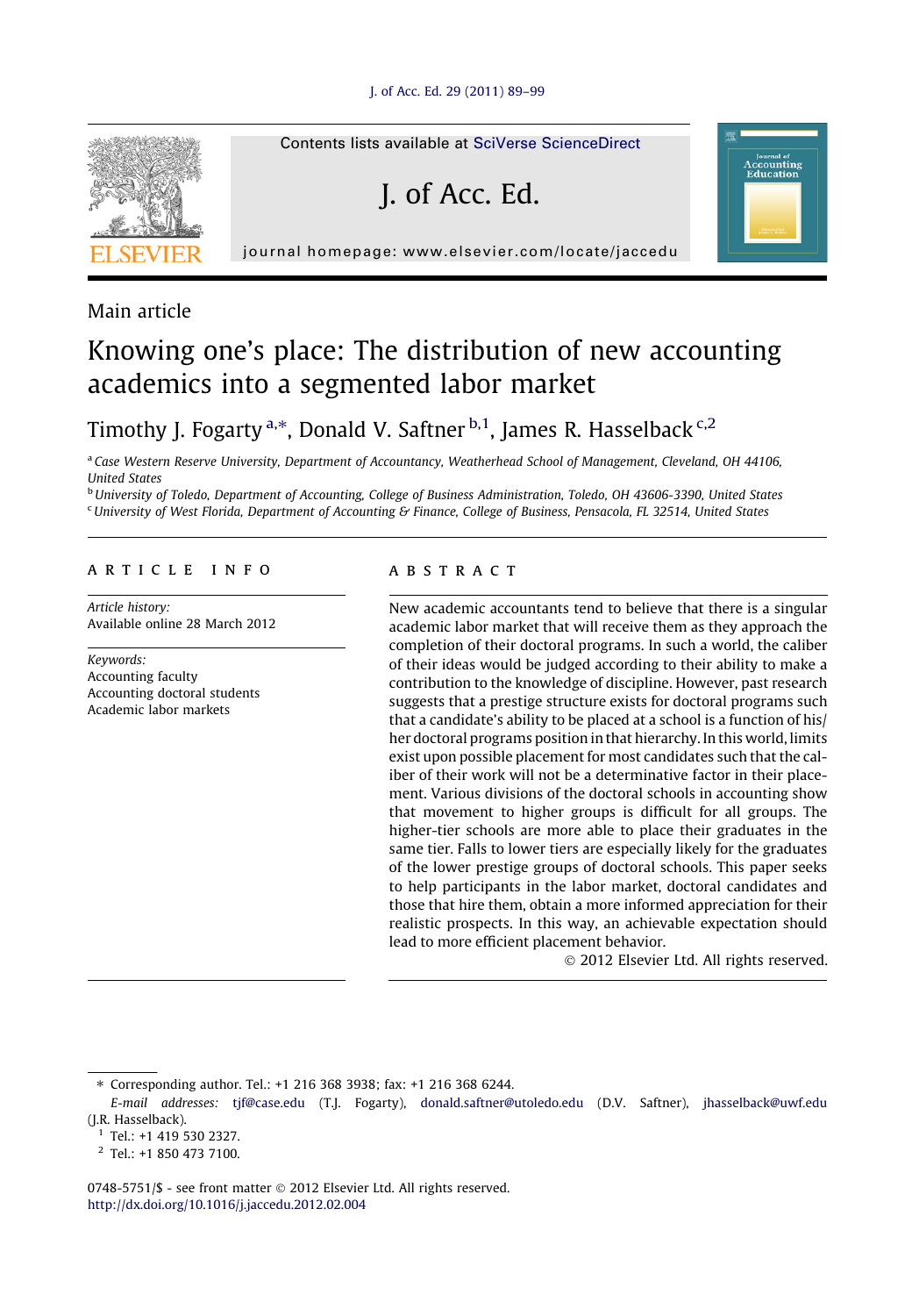Main article

# Knowing one's place: The distribution of new accounting academics into a segmented labor market

Timothy J. Fogarty [a,*], Donald V. Saftner [b,1], James R. Hasselback [c,2]

[a] *Case Western Reserve University, Department of Accountancy, Weatherhead School of Management, Cleveland, OH 44106, United States*

[b] *University of Toledo, Department of Accounting, College of Business Administration, Toledo, OH 43606-3390, United States*

[c] *University of West Florida, Department of Accounting & Finance, College of Business, Pensacola, FL 32514, United States*

## ARTICLE INFO

*Article history:*
Available online 28 March 2012

*Keywords:*
Accounting faculty
Accounting doctoral students
Academic labor markets

## ABSTRACT

New academic accountants tend to believe that there is a singular academic labor market that will receive them as they approach the completion of their doctoral programs. In such a world, the caliber of their ideas would be judged according to their ability to make a contribution to the knowledge of discipline. However, past research suggests that a prestige structure exists for doctoral programs such that a candidate's ability to be placed at a school is a function of his/her doctoral programs position in that hierarchy. In this world, limits exist upon possible placement for most candidates such that the caliber of their work will not be a determinative factor in their placement. Various divisions of the doctoral schools in accounting show that movement to higher groups is difficult for all groups. The higher-tier schools are more able to place their graduates in the same tier. Falls to lower tiers are especially likely for the graduates of the lower prestige groups of doctoral schools. This paper seeks to help participants in the labor market, doctoral candidates and those that hire them, obtain a more informed appreciation for their realistic prospects. In this way, an achievable expectation should lead to more efficient placement behavior.

© 2012 Elsevier Ltd. All rights reserved.

---

* Corresponding author. Tel.: +1 216 368 3938; fax: +1 216 368 6244.
*E-mail addresses:* tjf@case.edu (T.J. Fogarty), donald.saftner@utoledo.edu (D.V. Saftner), jhasselback@uwf.edu (J.R. Hasselback).

[1] Tel.: +1 419 530 2327.

[2] Tel.: +1 850 473 7100.

0748-5751/$ - see front matter © 2012 Elsevier Ltd. All rights reserved.
http://dx.doi.org/10.1016/j.jaccedu.2012.02.004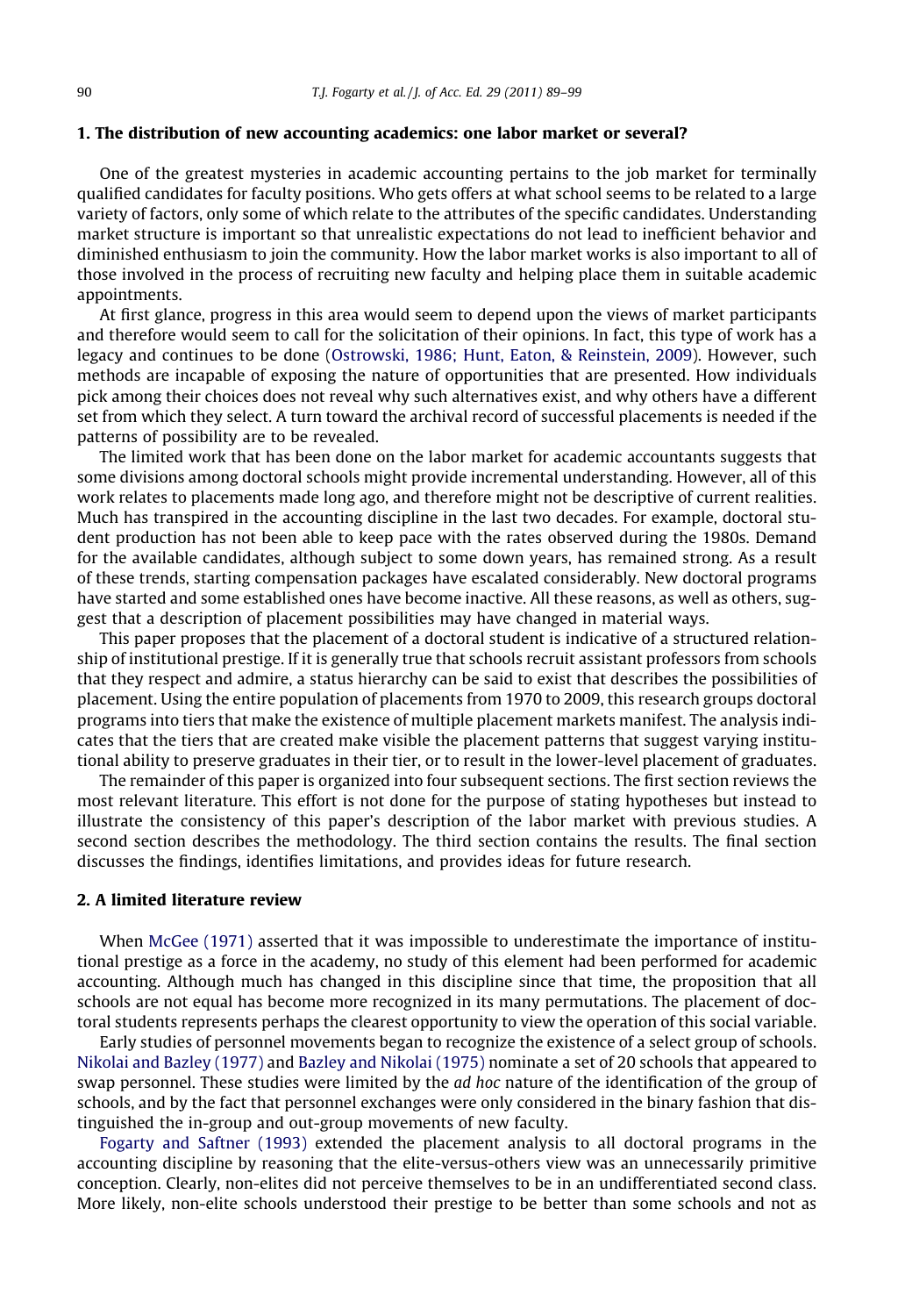## 1. The distribution of new accounting academics: one labor market or several?

One of the greatest mysteries in academic accounting pertains to the job market for terminally qualified candidates for faculty positions. Who gets offers at what school seems to be related to a large variety of factors, only some of which relate to the attributes of the specific candidates. Understanding market structure is important so that unrealistic expectations do not lead to inefficient behavior and diminished enthusiasm to join the community. How the labor market works is also important to all of those involved in the process of recruiting new faculty and helping place them in suitable academic appointments.

At first glance, progress in this area would seem to depend upon the views of market participants and therefore would seem to call for the solicitation of their opinions. In fact, this type of work has a legacy and continues to be done (Ostrowski, 1986; Hunt, Eaton, & Reinstein, 2009). However, such methods are incapable of exposing the nature of opportunities that are presented. How individuals pick among their choices does not reveal why such alternatives exist, and why others have a different set from which they select. A turn toward the archival record of successful placements is needed if the patterns of possibility are to be revealed.

The limited work that has been done on the labor market for academic accountants suggests that some divisions among doctoral schools might provide incremental understanding. However, all of this work relates to placements made long ago, and therefore might not be descriptive of current realities. Much has transpired in the accounting discipline in the last two decades. For example, doctoral student production has not been able to keep pace with the rates observed during the 1980s. Demand for the available candidates, although subject to some down years, has remained strong. As a result of these trends, starting compensation packages have escalated considerably. New doctoral programs have started and some established ones have become inactive. All these reasons, as well as others, suggest that a description of placement possibilities may have changed in material ways.

This paper proposes that the placement of a doctoral student is indicative of a structured relationship of institutional prestige. If it is generally true that schools recruit assistant professors from schools that they respect and admire, a status hierarchy can be said to exist that describes the possibilities of placement. Using the entire population of placements from 1970 to 2009, this research groups doctoral programs into tiers that make the existence of multiple placement markets manifest. The analysis indicates that the tiers that are created make visible the placement patterns that suggest varying institutional ability to preserve graduates in their tier, or to result in the lower-level placement of graduates.

The remainder of this paper is organized into four subsequent sections. The first section reviews the most relevant literature. This effort is not done for the purpose of stating hypotheses but instead to illustrate the consistency of this paper's description of the labor market with previous studies. A second section describes the methodology. The third section contains the results. The final section discusses the findings, identifies limitations, and provides ideas for future research.

## 2. A limited literature review

When McGee (1971) asserted that it was impossible to underestimate the importance of institutional prestige as a force in the academy, no study of this element had been performed for academic accounting. Although much has changed in this discipline since that time, the proposition that all schools are not equal has become more recognized in its many permutations. The placement of doctoral students represents perhaps the clearest opportunity to view the operation of this social variable.

Early studies of personnel movements began to recognize the existence of a select group of schools. Nikolai and Bazley (1977) and Bazley and Nikolai (1975) nominate a set of 20 schools that appeared to swap personnel. These studies were limited by the *ad hoc* nature of the identification of the group of schools, and by the fact that personnel exchanges were only considered in the binary fashion that distinguished the in-group and out-group movements of new faculty.

Fogarty and Saftner (1993) extended the placement analysis to all doctoral programs in the accounting discipline by reasoning that the elite-versus-others view was an unnecessarily primitive conception. Clearly, non-elites did not perceive themselves to be in an undifferentiated second class. More likely, non-elite schools understood their prestige to be better than some schools and not as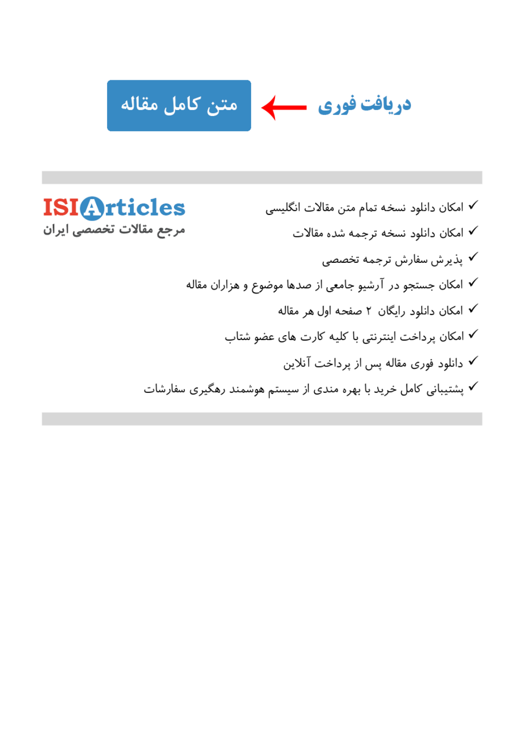دریافت فوری ← متن کامل مقاله

**ISIArticles**
مرجع مقالات تخصصی ایران

- ✓ امکان دانلود نسخه تمام متن مقالات انگلیسی
- ✓ امکان دانلود نسخه ترجمه شده مقالات
- ✓ پذیرش سفارش ترجمه تخصصی
- ✓ امکان جستجو در آرشیو جامعی از صدها موضوع و هزاران مقاله
- ✓ امکان دانلود رایگان ۲ صفحه اول هر مقاله
- ✓ امکان پرداخت اینترنتی با کلیه کارت های عضو شتاب
- ✓ دانلود فوری مقاله پس از پرداخت آنلاین
- ✓ پشتیبانی کامل خرید با بهره مندی از سیستم هوشمند رهگیری سفارشات